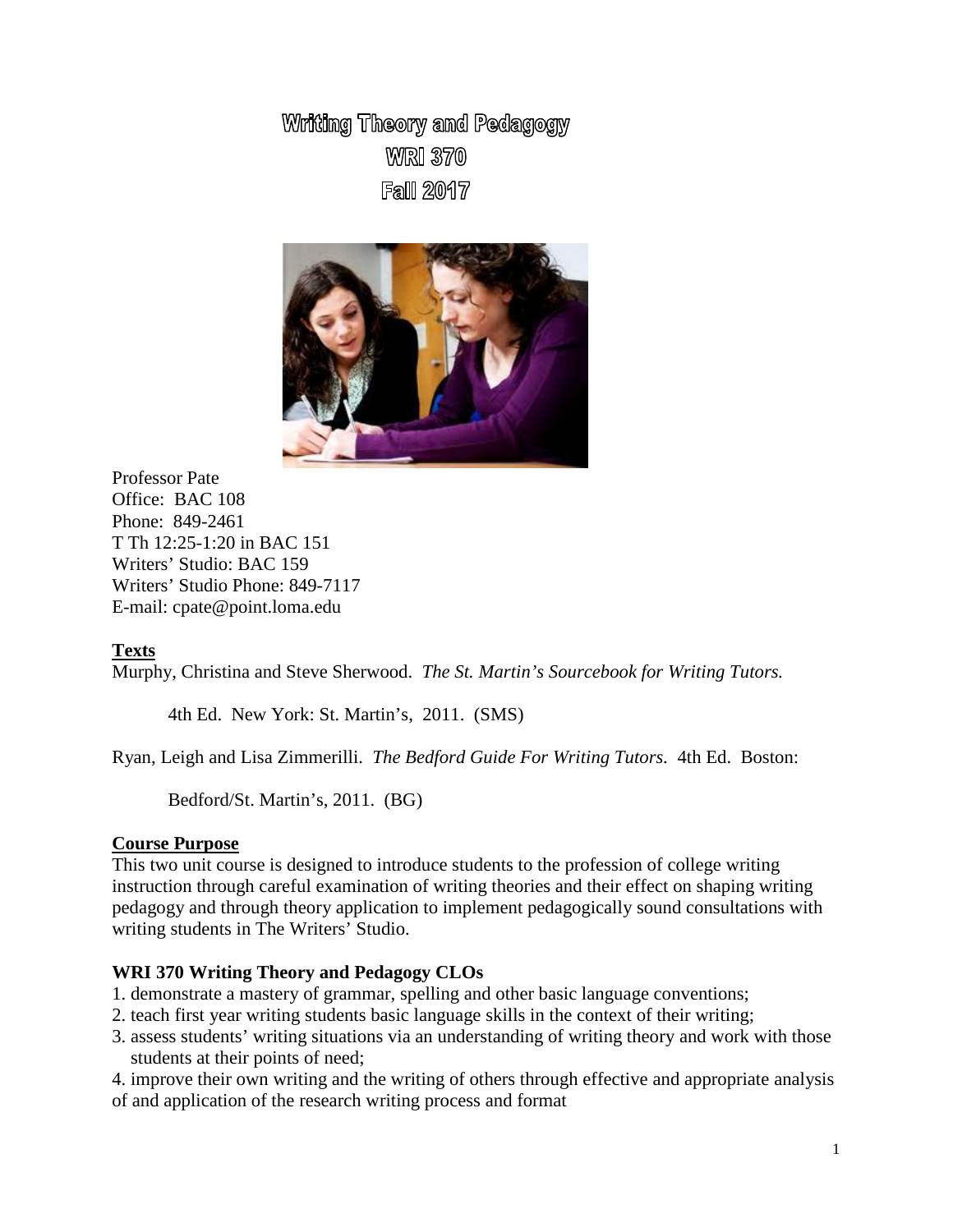# Writing Theory and Pedagogy
# WRI 370
# Fall 2017

Professor Pate
Office: BAC 108
Phone: 849-2461
T Th 12:25-1:20 in BAC 151
Writers' Studio: BAC 159
Writers' Studio Phone: 849-7117
E-mail: cpate@point.loma.edu

## Texts

Murphy, Christina and Steve Sherwood. *The St. Martin's Sourcebook for Writing Tutors.* 4th Ed. New York: St. Martin's, 2011. (SMS)

Ryan, Leigh and Lisa Zimmerilli. *The Bedford Guide For Writing Tutors.* 4th Ed. Boston: Bedford/St. Martin's, 2011. (BG)

## Course Purpose

This two unit course is designed to introduce students to the profession of college writing instruction through careful examination of writing theories and their effect on shaping writing pedagogy and through theory application to implement pedagogically sound consultations with writing students in The Writers' Studio.

### WRI 370 Writing Theory and Pedagogy CLOs

1. demonstrate a mastery of grammar, spelling and other basic language conventions;
2. teach first year writing students basic language skills in the context of their writing;
3. assess students' writing situations via an understanding of writing theory and work with those students at their points of need;
4. improve their own writing and the writing of others through effective and appropriate analysis of and application of the research writing process and format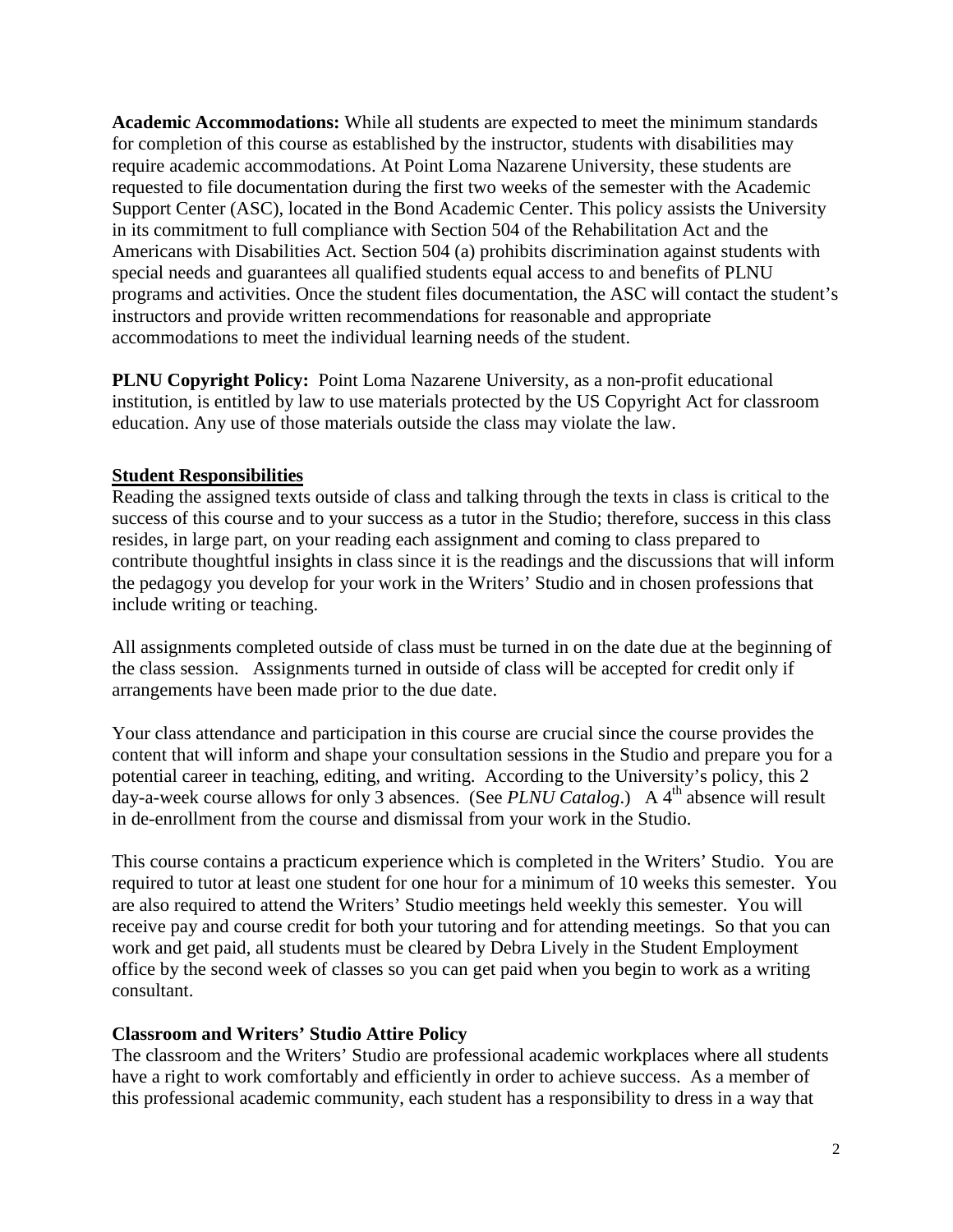**Academic Accommodations:** While all students are expected to meet the minimum standards for completion of this course as established by the instructor, students with disabilities may require academic accommodations. At Point Loma Nazarene University, these students are requested to file documentation during the first two weeks of the semester with the Academic Support Center (ASC), located in the Bond Academic Center. This policy assists the University in its commitment to full compliance with Section 504 of the Rehabilitation Act and the Americans with Disabilities Act. Section 504 (a) prohibits discrimination against students with special needs and guarantees all qualified students equal access to and benefits of PLNU programs and activities. Once the student files documentation, the ASC will contact the student's instructors and provide written recommendations for reasonable and appropriate accommodations to meet the individual learning needs of the student.

**PLNU Copyright Policy:** Point Loma Nazarene University, as a non-profit educational institution, is entitled by law to use materials protected by the US Copyright Act for classroom education. Any use of those materials outside the class may violate the law.

## Student Responsibilities

Reading the assigned texts outside of class and talking through the texts in class is critical to the success of this course and to your success as a tutor in the Studio; therefore, success in this class resides, in large part, on your reading each assignment and coming to class prepared to contribute thoughtful insights in class since it is the readings and the discussions that will inform the pedagogy you develop for your work in the Writers' Studio and in chosen professions that include writing or teaching.

All assignments completed outside of class must be turned in on the date due at the beginning of the class session. Assignments turned in outside of class will be accepted for credit only if arrangements have been made prior to the due date.

Your class attendance and participation in this course are crucial since the course provides the content that will inform and shape your consultation sessions in the Studio and prepare you for a potential career in teaching, editing, and writing. According to the University's policy, this 2 day-a-week course allows for only 3 absences. (See *PLNU Catalog*.) A 4th absence will result in de-enrollment from the course and dismissal from your work in the Studio.

This course contains a practicum experience which is completed in the Writers' Studio. You are required to tutor at least one student for one hour for a minimum of 10 weeks this semester. You are also required to attend the Writers' Studio meetings held weekly this semester. You will receive pay and course credit for both your tutoring and for attending meetings. So that you can work and get paid, all students must be cleared by Debra Lively in the Student Employment office by the second week of classes so you can get paid when you begin to work as a writing consultant.

### Classroom and Writers' Studio Attire Policy

The classroom and the Writers' Studio are professional academic workplaces where all students have a right to work comfortably and efficiently in order to achieve success. As a member of this professional academic community, each student has a responsibility to dress in a way that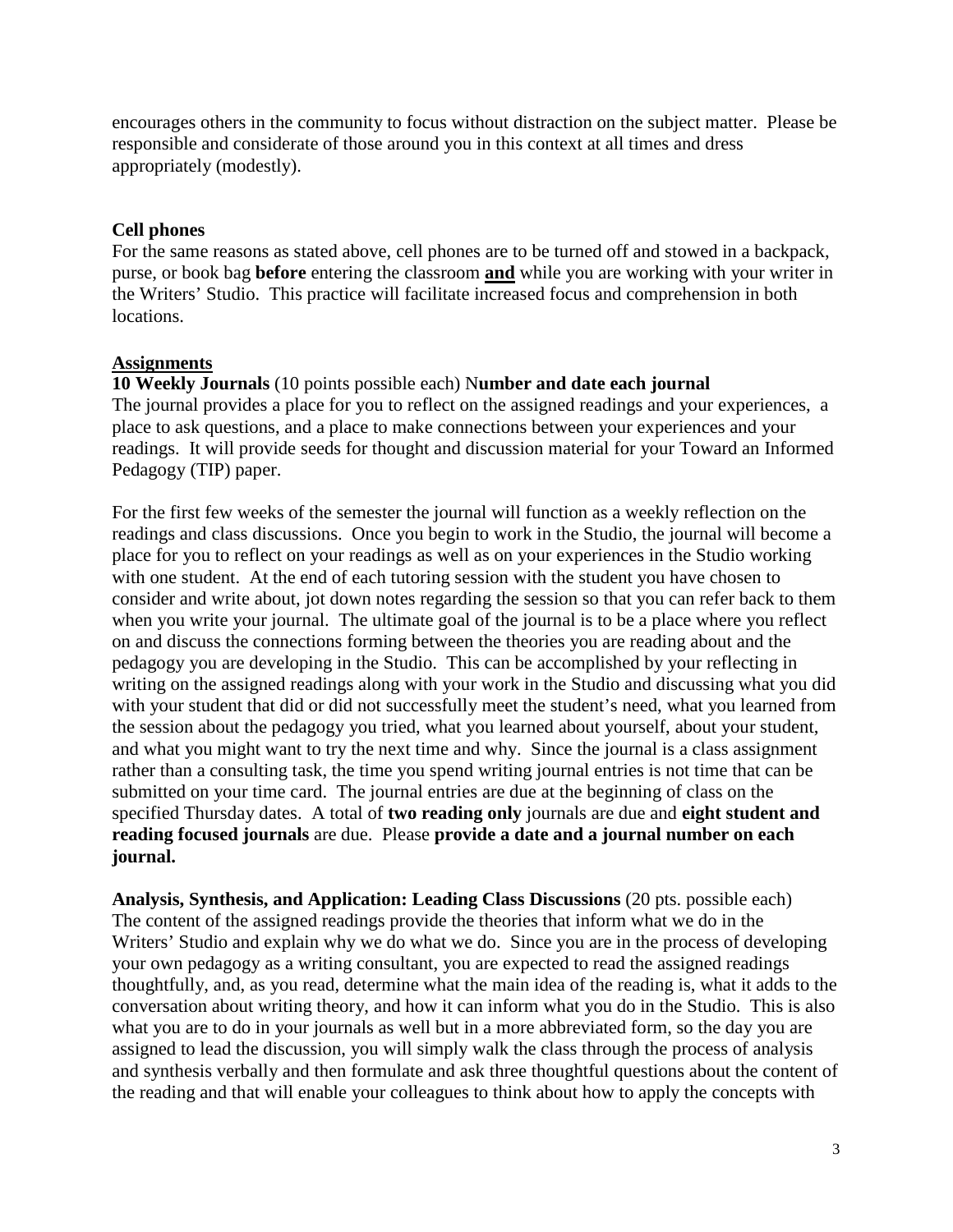encourages others in the community to focus without distraction on the subject matter. Please be responsible and considerate of those around you in this context at all times and dress appropriately (modestly).

**Cell phones**

For the same reasons as stated above, cell phones are to be turned off and stowed in a backpack, purse, or book bag **before** entering the classroom **and** while you are working with your writer in the Writers' Studio. This practice will facilitate increased focus and comprehension in both locations.

## Assignments

**10 Weekly Journals** (10 points possible each) N**umber and date each journal**

The journal provides a place for you to reflect on the assigned readings and your experiences, a place to ask questions, and a place to make connections between your experiences and your readings. It will provide seeds for thought and discussion material for your Toward an Informed Pedagogy (TIP) paper.

For the first few weeks of the semester the journal will function as a weekly reflection on the readings and class discussions. Once you begin to work in the Studio, the journal will become a place for you to reflect on your readings as well as on your experiences in the Studio working with one student. At the end of each tutoring session with the student you have chosen to consider and write about, jot down notes regarding the session so that you can refer back to them when you write your journal. The ultimate goal of the journal is to be a place where you reflect on and discuss the connections forming between the theories you are reading about and the pedagogy you are developing in the Studio. This can be accomplished by your reflecting in writing on the assigned readings along with your work in the Studio and discussing what you did with your student that did or did not successfully meet the student's need, what you learned from the session about the pedagogy you tried, what you learned about yourself, about your student, and what you might want to try the next time and why. Since the journal is a class assignment rather than a consulting task, the time you spend writing journal entries is not time that can be submitted on your time card. The journal entries are due at the beginning of class on the specified Thursday dates. A total of **two reading only** journals are due and **eight student and reading focused journals** are due. Please **provide a date and a journal number on each journal.**

**Analysis, Synthesis, and Application: Leading Class Discussions** (20 pts. possible each)

The content of the assigned readings provide the theories that inform what we do in the Writers' Studio and explain why we do what we do. Since you are in the process of developing your own pedagogy as a writing consultant, you are expected to read the assigned readings thoughtfully, and, as you read, determine what the main idea of the reading is, what it adds to the conversation about writing theory, and how it can inform what you do in the Studio. This is also what you are to do in your journals as well but in a more abbreviated form, so the day you are assigned to lead the discussion, you will simply walk the class through the process of analysis and synthesis verbally and then formulate and ask three thoughtful questions about the content of the reading and that will enable your colleagues to think about how to apply the concepts with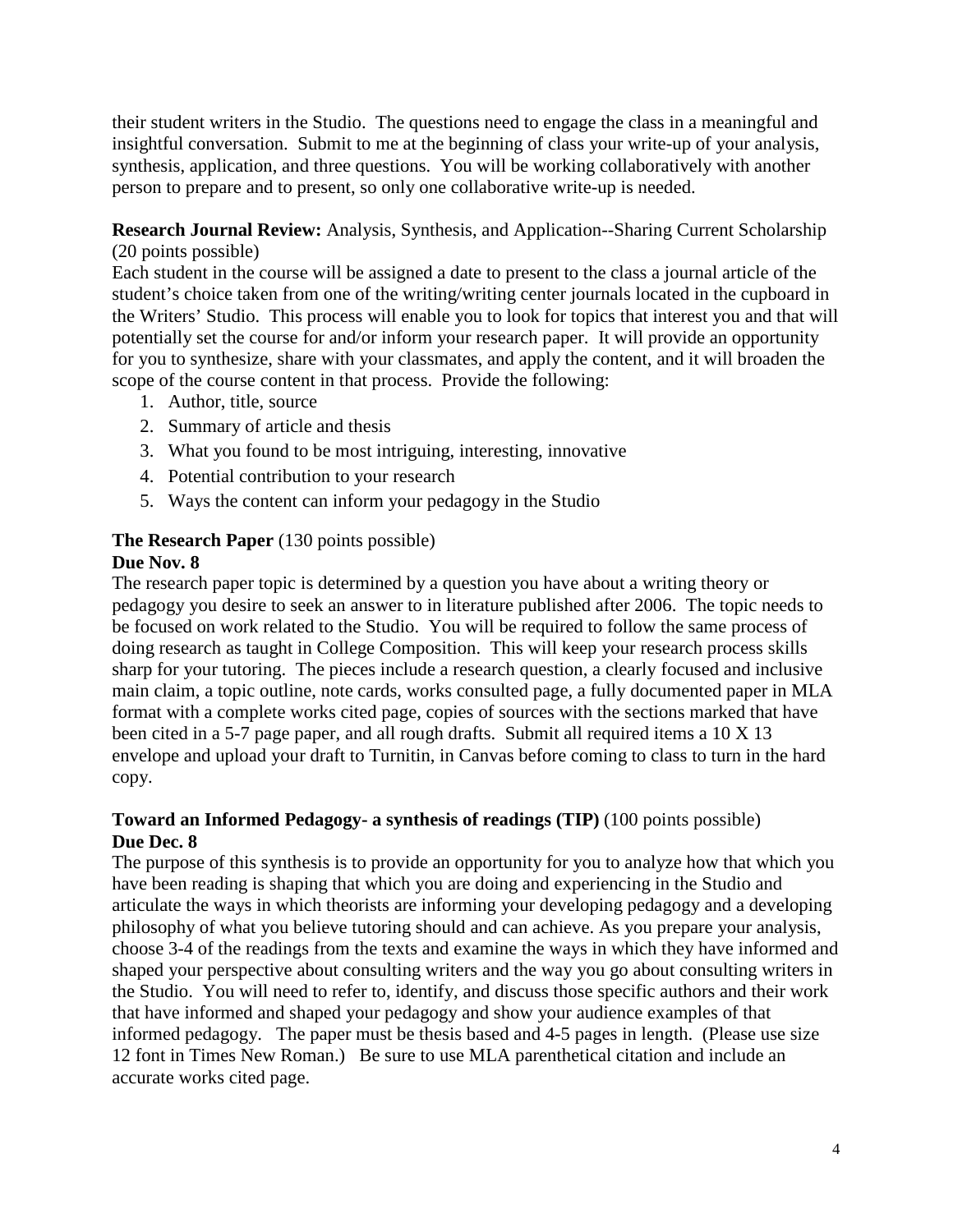their student writers in the Studio. The questions need to engage the class in a meaningful and insightful conversation. Submit to me at the beginning of class your write-up of your analysis, synthesis, application, and three questions. You will be working collaboratively with another person to prepare and to present, so only one collaborative write-up is needed.

**Research Journal Review:** Analysis, Synthesis, and Application--Sharing Current Scholarship (20 points possible)

Each student in the course will be assigned a date to present to the class a journal article of the student's choice taken from one of the writing/writing center journals located in the cupboard in the Writers' Studio. This process will enable you to look for topics that interest you and that will potentially set the course for and/or inform your research paper. It will provide an opportunity for you to synthesize, share with your classmates, and apply the content, and it will broaden the scope of the course content in that process. Provide the following:

1. Author, title, source
2. Summary of article and thesis
3. What you found to be most intriguing, interesting, innovative
4. Potential contribution to your research
5. Ways the content can inform your pedagogy in the Studio

**The Research Paper** (130 points possible)
**Due Nov. 8**

The research paper topic is determined by a question you have about a writing theory or pedagogy you desire to seek an answer to in literature published after 2006. The topic needs to be focused on work related to the Studio. You will be required to follow the same process of doing research as taught in College Composition. This will keep your research process skills sharp for your tutoring. The pieces include a research question, a clearly focused and inclusive main claim, a topic outline, note cards, works consulted page, a fully documented paper in MLA format with a complete works cited page, copies of sources with the sections marked that have been cited in a 5-7 page paper, and all rough drafts. Submit all required items a 10 X 13 envelope and upload your draft to Turnitin, in Canvas before coming to class to turn in the hard copy.

**Toward an Informed Pedagogy- a synthesis of readings (TIP)** (100 points possible)
**Due Dec. 8**

The purpose of this synthesis is to provide an opportunity for you to analyze how that which you have been reading is shaping that which you are doing and experiencing in the Studio and articulate the ways in which theorists are informing your developing pedagogy and a developing philosophy of what you believe tutoring should and can achieve. As you prepare your analysis, choose 3-4 of the readings from the texts and examine the ways in which they have informed and shaped your perspective about consulting writers and the way you go about consulting writers in the Studio. You will need to refer to, identify, and discuss those specific authors and their work that have informed and shaped your pedagogy and show your audience examples of that informed pedagogy. The paper must be thesis based and 4-5 pages in length. (Please use size 12 font in Times New Roman.) Be sure to use MLA parenthetical citation and include an accurate works cited page.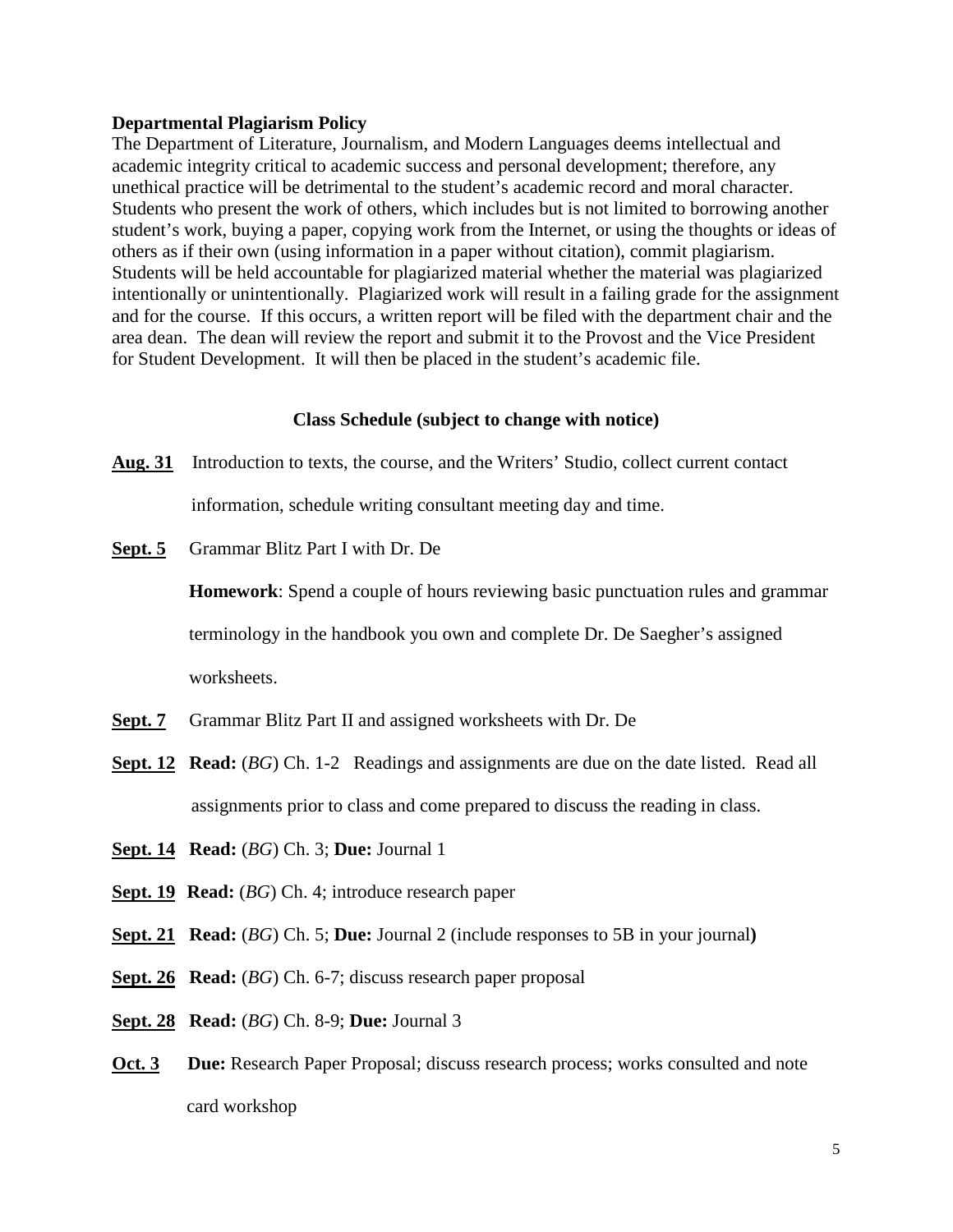**Departmental Plagiarism Policy**

The Department of Literature, Journalism, and Modern Languages deems intellectual and academic integrity critical to academic success and personal development; therefore, any unethical practice will be detrimental to the student's academic record and moral character. Students who present the work of others, which includes but is not limited to borrowing another student's work, buying a paper, copying work from the Internet, or using the thoughts or ideas of others as if their own (using information in a paper without citation), commit plagiarism. Students will be held accountable for plagiarized material whether the material was plagiarized intentionally or unintentionally. Plagiarized work will result in a failing grade for the assignment and for the course. If this occurs, a written report will be filed with the department chair and the area dean. The dean will review the report and submit it to the Provost and the Vice President for Student Development. It will then be placed in the student's academic file.

**Class Schedule (subject to change with notice)**

**Aug. 31** Introduction to texts, the course, and the Writers' Studio, collect current contact information, schedule writing consultant meeting day and time.

**Sept. 5** Grammar Blitz Part I with Dr. De

**Homework**: Spend a couple of hours reviewing basic punctuation rules and grammar terminology in the handbook you own and complete Dr. De Saegher's assigned worksheets.

**Sept. 7** Grammar Blitz Part II and assigned worksheets with Dr. De

**Sept. 12** **Read:** (*BG*) Ch. 1-2 Readings and assignments are due on the date listed. Read all assignments prior to class and come prepared to discuss the reading in class.

**Sept. 14** **Read:** (*BG*) Ch. 3; **Due:** Journal 1

**Sept. 19** **Read:** (*BG*) Ch. 4; introduce research paper

**Sept. 21** **Read:** (*BG*) Ch. 5; **Due:** Journal 2 (include responses to 5B in your journal**)**

**Sept. 26** **Read:** (*BG*) Ch. 6-7; discuss research paper proposal

**Sept. 28** **Read:** (*BG*) Ch. 8-9; **Due:** Journal 3

**Oct. 3** **Due:** Research Paper Proposal; discuss research process; works consulted and note card workshop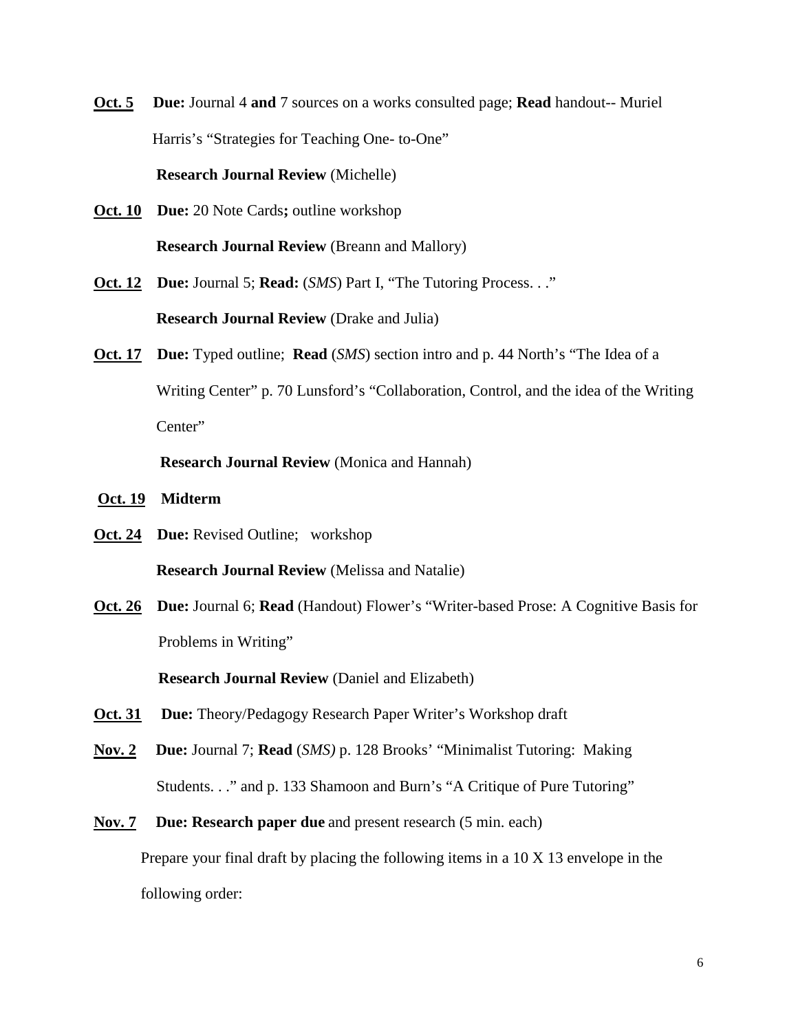**Oct. 5** **Due:** Journal 4 **and** 7 sources on a works consulted page; **Read** handout-- Muriel Harris's "Strategies for Teaching One- to-One"

**Research Journal Review** (Michelle)

**Oct. 10** **Due:** 20 Note Cards**;** outline workshop

**Research Journal Review** (Breann and Mallory)

**Oct. 12** **Due:** Journal 5; **Read:** (*SMS*) Part I, "The Tutoring Process. . ."

**Research Journal Review** (Drake and Julia)

**Oct. 17** **Due:** Typed outline; **Read** (*SMS*) section intro and p. 44 North's "The Idea of a Writing Center" p. 70 Lunsford's "Collaboration, Control, and the idea of the Writing Center"

**Research Journal Review** (Monica and Hannah)

**Oct. 19** **Midterm**

**Oct. 24** **Due:** Revised Outline; workshop

**Research Journal Review** (Melissa and Natalie)

**Oct. 26** **Due:** Journal 6; **Read** (Handout) Flower's "Writer-based Prose: A Cognitive Basis for Problems in Writing"

**Research Journal Review** (Daniel and Elizabeth)

**Oct. 31** **Due:** Theory/Pedagogy Research Paper Writer's Workshop draft

**Nov. 2** **Due:** Journal 7; **Read** (*SMS)* p. 128 Brooks' "Minimalist Tutoring: Making Students. . ." and p. 133 Shamoon and Burn's "A Critique of Pure Tutoring"

**Nov. 7** **Due: Research paper due** and present research (5 min. each)

Prepare your final draft by placing the following items in a 10 X 13 envelope in the following order: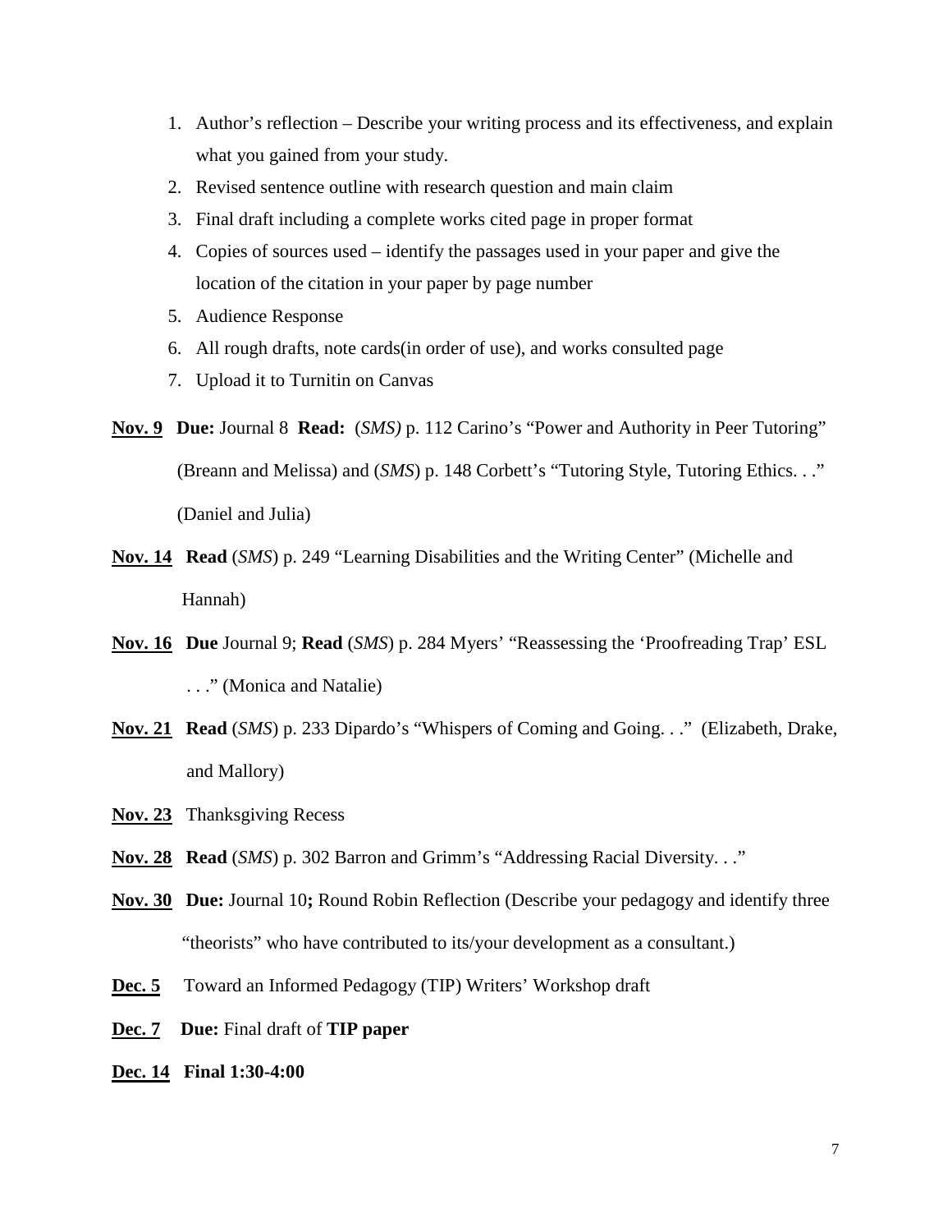1. Author's reflection – Describe your writing process and its effectiveness, and explain what you gained from your study.
2. Revised sentence outline with research question and main claim
3. Final draft including a complete works cited page in proper format
4. Copies of sources used – identify the passages used in your paper and give the location of the citation in your paper by page number
5. Audience Response
6. All rough drafts, note cards(in order of use), and works consulted page
7. Upload it to Turnitin on Canvas

**<u>Nov. 9</u>** **Due:** Journal 8 **Read:** (*SMS)* p. 112 Carino's "Power and Authority in Peer Tutoring" (Breann and Melissa) and (*SMS*) p. 148 Corbett's "Tutoring Style, Tutoring Ethics. . ." (Daniel and Julia)

**<u>Nov. 14</u>** **Read** (*SMS*) p. 249 "Learning Disabilities and the Writing Center" (Michelle and Hannah)

**<u>Nov. 16</u>** **Due** Journal 9; **Read** (*SMS*) p. 284 Myers' "Reassessing the 'Proofreading Trap' ESL . . ." (Monica and Natalie)

**<u>Nov. 21</u>** **Read** (*SMS*) p. 233 Dipardo's "Whispers of Coming and Going. . ." (Elizabeth, Drake, and Mallory)

**<u>Nov. 23</u>** Thanksgiving Recess

**<u>Nov. 28</u>** **Read** (*SMS*) p. 302 Barron and Grimm's "Addressing Racial Diversity. . ."

**<u>Nov. 30</u>** **Due:** Journal 10**;** Round Robin Reflection (Describe your pedagogy and identify three "theorists" who have contributed to its/your development as a consultant.)

**<u>Dec. 5</u>** Toward an Informed Pedagogy (TIP) Writers' Workshop draft

**<u>Dec. 7</u>** **Due:** Final draft of **TIP paper**

**<u>Dec. 14</u>** **Final 1:30-4:00**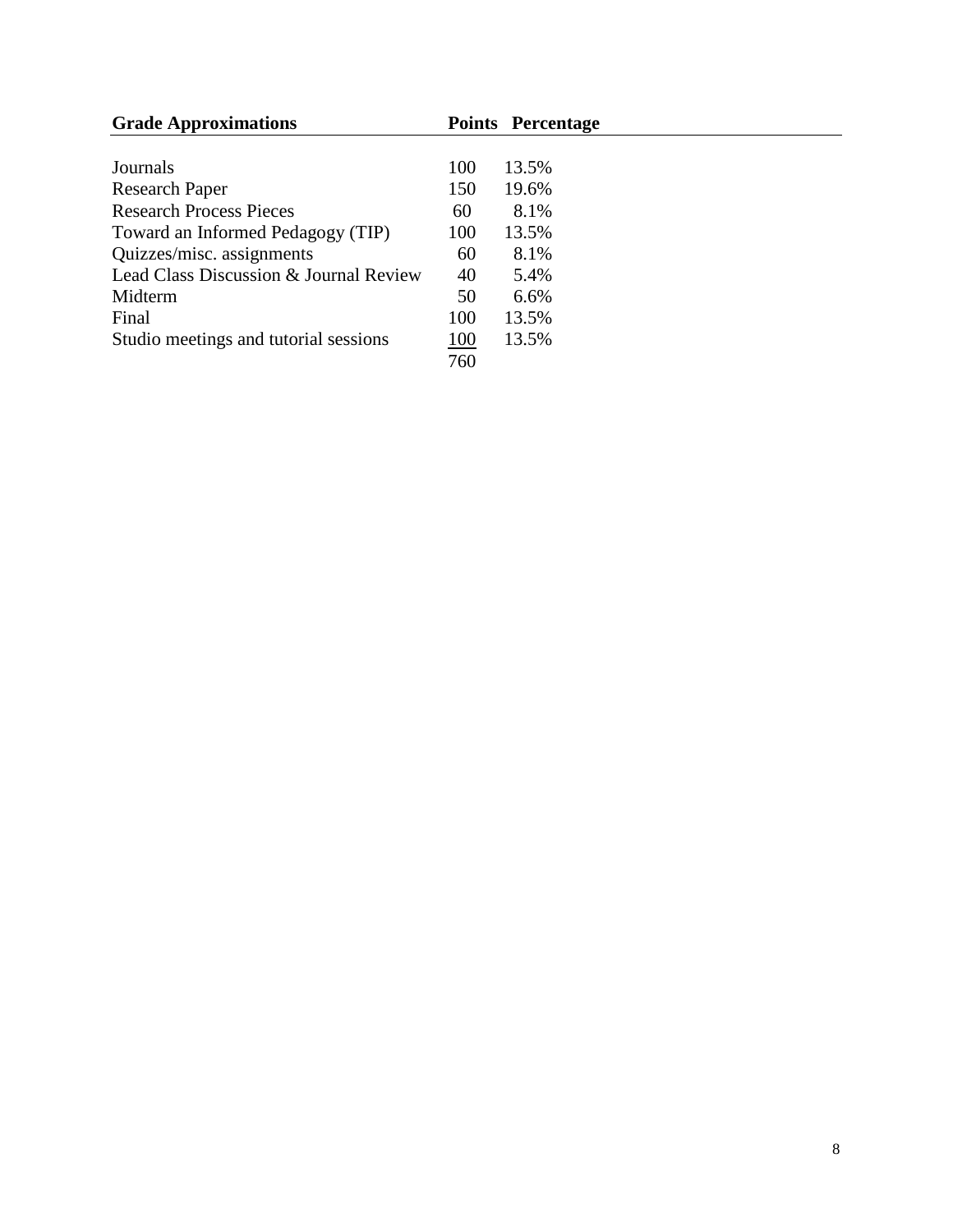| Grade Approximations | Points | Percentage |
|---|---|---|
| Journals | 100 | 13.5% |
| Research Paper | 150 | 19.6% |
| Research Process Pieces | 60 | 8.1% |
| Toward an Informed Pedagogy (TIP) | 100 | 13.5% |
| Quizzes/misc. assignments | 60 | 8.1% |
| Lead Class Discussion & Journal Review | 40 | 5.4% |
| Midterm | 50 | 6.6% |
| Final | 100 | 13.5% |
| Studio meetings and tutorial sessions | 100 | 13.5% |
| | 760 | |